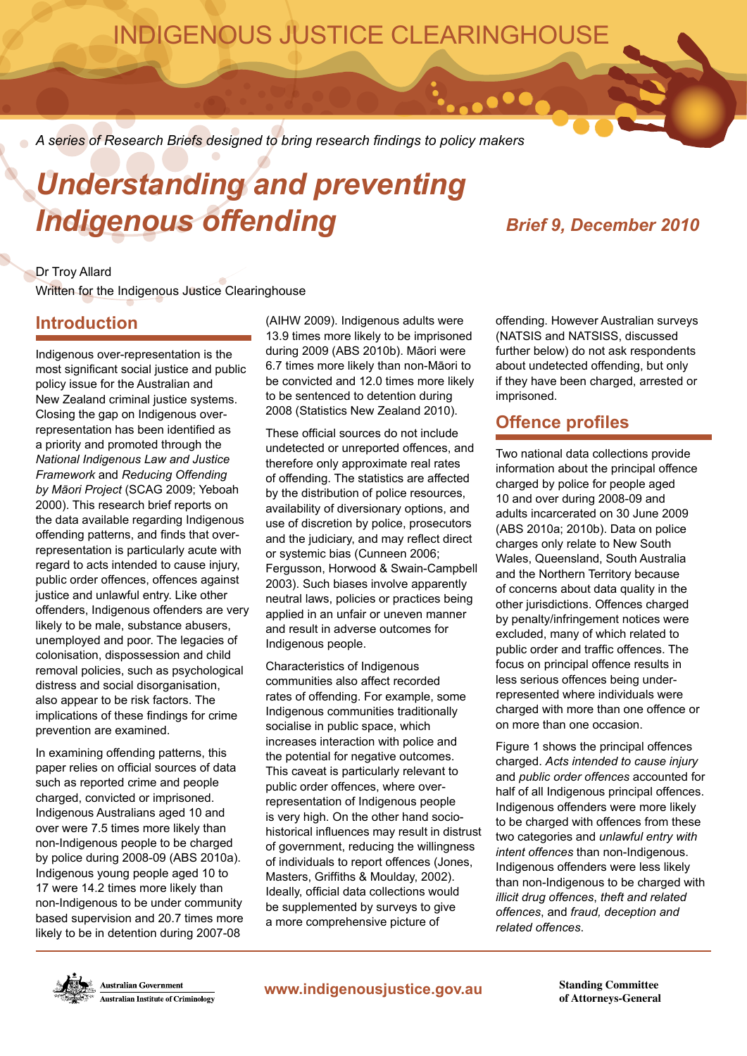INDIGENOUS JUSTICE CLEARINGHOUSE

*A series of Research Briefs designed to bring research findings to policy makers*

# *Understanding and preventing Indigenous offending*

***Brief 9, December 2010***

Dr Troy Allard
Written for the Indigenous Justice Clearinghouse

## Introduction

Indigenous over-representation is the most significant social justice and public policy issue for the Australian and New Zealand criminal justice systems. Closing the gap on Indigenous over-representation has been identified as a priority and promoted through the *National Indigenous Law and Justice Framework* and *Reducing Offending by Māori Project* (SCAG 2009; Yeboah 2000). This research brief reports on the data available regarding Indigenous offending patterns, and finds that over-representation is particularly acute with regard to acts intended to cause injury, public order offences, offences against justice and unlawful entry. Like other offenders, Indigenous offenders are very likely to be male, substance abusers, unemployed and poor. The legacies of colonisation, dispossession and child removal policies, such as psychological distress and social disorganisation, also appear to be risk factors. The implications of these findings for crime prevention are examined.

In examining offending patterns, this paper relies on official sources of data such as reported crime and people charged, convicted or imprisoned. Indigenous Australians aged 10 and over were 7.5 times more likely than non-Indigenous people to be charged by police during 2008-09 (ABS 2010a). Indigenous young people aged 10 to 17 were 14.2 times more likely than non-Indigenous to be under community based supervision and 20.7 times more likely to be in detention during 2007-08 (AIHW 2009). Indigenous adults were 13.9 times more likely to be imprisoned during 2009 (ABS 2010b). Māori were 6.7 times more likely than non-Māori to be convicted and 12.0 times more likely to be sentenced to detention during 2008 (Statistics New Zealand 2010).

These official sources do not include undetected or unreported offences, and therefore only approximate real rates of offending. The statistics are affected by the distribution of police resources, availability of diversionary options, and use of discretion by police, prosecutors and the judiciary, and may reflect direct or systemic bias (Cunneen 2006; Fergusson, Horwood & Swain-Campbell 2003). Such biases involve apparently neutral laws, policies or practices being applied in an unfair or uneven manner and result in adverse outcomes for Indigenous people.

Characteristics of Indigenous communities also affect recorded rates of offending. For example, some Indigenous communities traditionally socialise in public space, which increases interaction with police and the potential for negative outcomes. This caveat is particularly relevant to public order offences, where over-representation of Indigenous people is very high. On the other hand socio-historical influences may result in distrust of government, reducing the willingness of individuals to report offences (Jones, Masters, Griffiths & Moulday, 2002). Ideally, official data collections would be supplemented by surveys to give a more comprehensive picture of offending. However Australian surveys (NATSIS and NATSISS, discussed further below) do not ask respondents about undetected offending, but only if they have been charged, arrested or imprisoned.

## Offence profiles

Two national data collections provide information about the principal offence charged by police for people aged 10 and over during 2008-09 and adults incarcerated on 30 June 2009 (ABS 2010a; 2010b). Data on police charges only relate to New South Wales, Queensland, South Australia and the Northern Territory because of concerns about data quality in the other jurisdictions. Offences charged by penalty/infringement notices were excluded, many of which related to public order and traffic offences. The focus on principal offence results in less serious offences being under-represented where individuals were charged with more than one offence or on more than one occasion.

Figure 1 shows the principal offences charged. *Acts intended to cause injury* and *public order offences* accounted for half of all Indigenous principal offences. Indigenous offenders were more likely to be charged with offences from these two categories and *unlawful entry with intent offences* than non-Indigenous. Indigenous offenders were less likely than non-Indigenous to be charged with *illicit drug offences*, *theft and related offences*, and *fraud, deception and related offences*.

Australian Government — Australian Institute of Criminology

www.indigenousjustice.gov.au

Standing Committee of Attorneys-General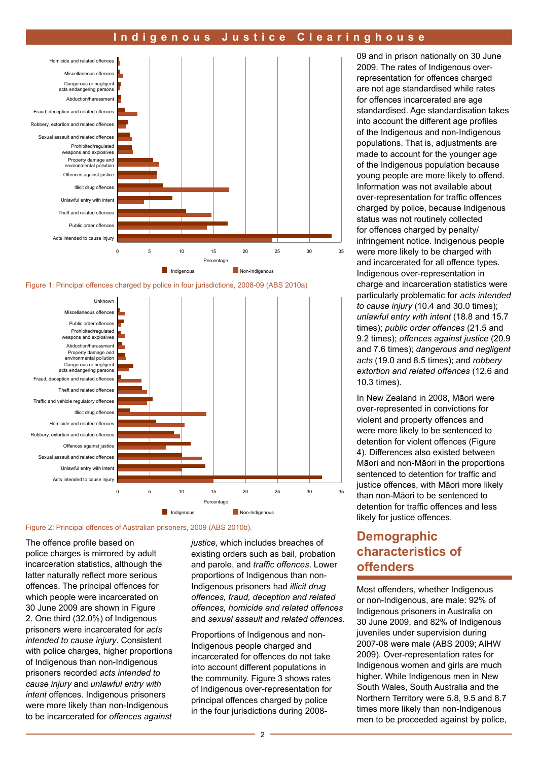Figure 1: Principal offences charged by police in four jurisdictions, 2008-09 (ABS 2010a)

Figure 2: Principal offences of Australian prisoners, 2009 (ABS 2010b).

The offence profile based on police charges is mirrored by adult incarceration statistics, although the latter naturally reflect more serious offences. The principal offences for which people were incarcerated on 30 June 2009 are shown in Figure 2. One third (32.0%) of Indigenous prisoners were incarcerated for *acts intended to cause injury*. Consistent with police charges, higher proportions of Indigenous than non-Indigenous prisoners recorded *acts intended to cause injury* and *unlawful entry with intent* offences. Indigenous prisoners were more likely than non-Indigenous to be incarcerated for *offences against justice,* which includes breaches of existing orders such as bail, probation and parole, and *traffic offences*. Lower proportions of Indigenous than non-Indigenous prisoners had *illicit drug offences, fraud, deception and related offences, homicide and related offences* and *sexual assault and related offences*.

Proportions of Indigenous and non-Indigenous people charged and incarcerated for offences do not take into account different populations in the community. Figure 3 shows rates of Indigenous over-representation for principal offences charged by police in the four jurisdictions during 2008-09 and in prison nationally on 30 June 2009. The rates of Indigenous over-representation for offences charged are not age standardised while rates for offences incarcerated are age standardised. Age standardisation takes into account the different age profiles of the Indigenous and non-Indigenous populations. That is, adjustments are made to account for the younger age of the Indigenous population because young people are more likely to offend. Information was not available about over-representation for traffic offences charged by police, because Indigenous status was not routinely collected for offences charged by penalty/ infringement notice. Indigenous people were more likely to be charged with and incarcerated for all offence types. Indigenous over-representation in charge and incarceration statistics were particularly problematic for *acts intended to cause injury* (10.4 and 30.0 times); *unlawful entry with intent* (18.8 and 15.7 times); *public order offences* (21.5 and 9.2 times); *offences against justice* (20.9 and 7.6 times); *dangerous and negligent acts* (19.0 and 8.5 times); and *robbery extortion and related offences* (12.6 and 10.3 times).

In New Zealand in 2008, Māori were over-represented in convictions for violent and property offences and were more likely to be sentenced to detention for violent offences (Figure 4). Differences also existed between Māori and non-Māori in the proportions sentenced to detention for traffic and justice offences, with Māori more likely than non-Māori to be sentenced to detention for traffic offences and less likely for justice offences.

## Demographic characteristics of offenders

Most offenders, whether Indigenous or non-Indigenous, are male: 92% of Indigenous prisoners in Australia on 30 June 2009, and 82% of Indigenous juveniles under supervision during 2007-08 were male (ABS 2009; AIHW 2009). Over-representation rates for Indigenous women and girls are much higher. While Indigenous men in New South Wales, South Australia and the Northern Territory were 5.8, 9.5 and 8.7 times more likely than non-Indigenous men to be proceeded against by police,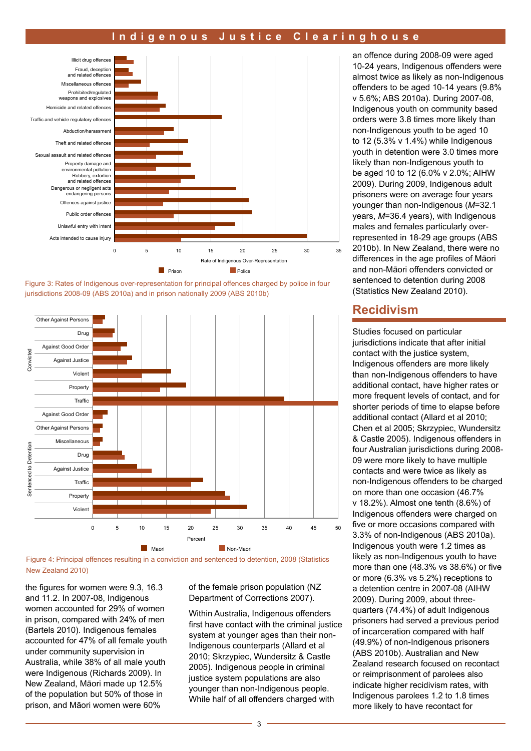Figure 3: Rates of Indigenous over-representation for principal offences charged by police in four jurisdictions 2008-09 (ABS 2010a) and in prison nationally 2009 (ABS 2010b)

Figure 4: Principal offences resulting in a conviction and sentenced to detention, 2008 (Statistics New Zealand 2010)

the figures for women were 9.3, 16.3 and 11.2. In 2007-08, Indigenous women accounted for 29% of women in prison, compared with 24% of men (Bartels 2010). Indigenous females accounted for 47% of all female youth under community supervision in Australia, while 38% of all male youth were Indigenous (Richards 2009). In New Zealand, Māori made up 12.5% of the population but 50% of those in prison, and Māori women were 60% of the female prison population (NZ Department of Corrections 2007).

Within Australia, Indigenous offenders first have contact with the criminal justice system at younger ages than their non-Indigenous counterparts (Allard et al 2010; Skrzypiec, Wundersitz & Castle 2005). Indigenous people in criminal justice system populations are also younger than non-Indigenous people. While half of all offenders charged with an offence during 2008-09 were aged 10-24 years, Indigenous offenders were almost twice as likely as non-Indigenous offenders to be aged 10-14 years (9.8% v 5.6%; ABS 2010a). During 2007-08, Indigenous youth on community based orders were 3.8 times more likely than non-Indigenous youth to be aged 10 to 12 (5.3% v 1.4%) while Indigenous youth in detention were 3.0 times more likely than non-Indigenous youth to be aged 10 to 12 (6.0% v 2.0%; AIHW 2009). During 2009, Indigenous adult prisoners were on average four years younger than non-Indigenous (*M*=32.1 years, *M*=36.4 years), with Indigenous males and females particularly over-represented in 18-29 age groups (ABS 2010b). In New Zealand, there were no differences in the age profiles of Māori and non-Māori offenders convicted or sentenced to detention during 2008 (Statistics New Zealand 2010).

## Recidivism

Studies focused on particular jurisdictions indicate that after initial contact with the justice system, Indigenous offenders are more likely than non-Indigenous offenders to have additional contact, have higher rates or more frequent levels of contact, and for shorter periods of time to elapse before additional contact (Allard et al 2010; Chen et al 2005; Skrzypiec, Wundersitz & Castle 2005). Indigenous offenders in four Australian jurisdictions during 2008-09 were more likely to have multiple contacts and were twice as likely as non-Indigenous offenders to be charged on more than one occasion (46.7% v 18.2%). Almost one tenth (8.6%) of Indigenous offenders were charged on five or more occasions compared with 3.3% of non-Indigenous (ABS 2010a). Indigenous youth were 1.2 times as likely as non-Indigenous youth to have more than one (48.3% vs 38.6%) or five or more (6.3% vs 5.2%) receptions to a detention centre in 2007-08 (AIHW 2009). During 2009, about three-quarters (74.4%) of adult Indigenous prisoners had served a previous period of incarceration compared with half (49.9%) of non-Indigenous prisoners (ABS 2010b). Australian and New Zealand research focused on recontact or reimprisonment of parolees also indicate higher recidivism rates, with Indigenous parolees 1.2 to 1.8 times more likely to have recontact for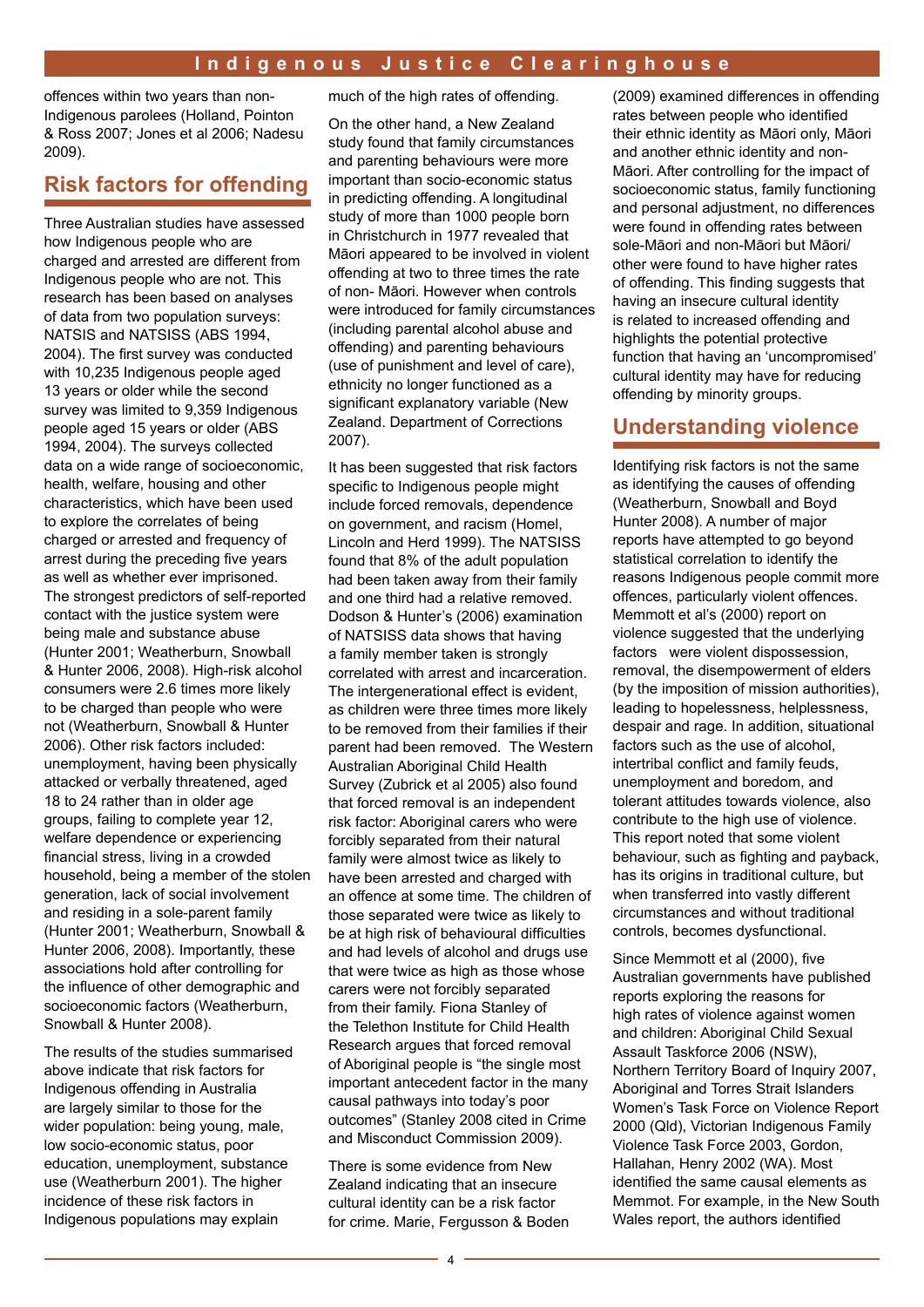offences within two years than non-Indigenous parolees (Holland, Pointon & Ross 2007; Jones et al 2006; Nadesu 2009).

## Risk factors for offending

Three Australian studies have assessed how Indigenous people who are charged and arrested are different from Indigenous people who are not. This research has been based on analyses of data from two population surveys: NATSIS and NATSISS (ABS 1994, 2004). The first survey was conducted with 10,235 Indigenous people aged 13 years or older while the second survey was limited to 9,359 Indigenous people aged 15 years or older (ABS 1994, 2004). The surveys collected data on a wide range of socioeconomic, health, welfare, housing and other characteristics, which have been used to explore the correlates of being charged or arrested and frequency of arrest during the preceding five years as well as whether ever imprisoned. The strongest predictors of self-reported contact with the justice system were being male and substance abuse (Hunter 2001; Weatherburn, Snowball & Hunter 2006, 2008). High-risk alcohol consumers were 2.6 times more likely to be charged than people who were not (Weatherburn, Snowball & Hunter 2006). Other risk factors included: unemployment, having been physically attacked or verbally threatened, aged 18 to 24 rather than in older age groups, failing to complete year 12, welfare dependence or experiencing financial stress, living in a crowded household, being a member of the stolen generation, lack of social involvement and residing in a sole-parent family (Hunter 2001; Weatherburn, Snowball & Hunter 2006, 2008). Importantly, these associations hold after controlling for the influence of other demographic and socioeconomic factors (Weatherburn, Snowball & Hunter 2008).

The results of the studies summarised above indicate that risk factors for Indigenous offending in Australia are largely similar to those for the wider population: being young, male, low socio-economic status, poor education, unemployment, substance use (Weatherburn 2001). The higher incidence of these risk factors in Indigenous populations may explain much of the high rates of offending.

On the other hand, a New Zealand study found that family circumstances and parenting behaviours were more important than socio-economic status in predicting offending. A longitudinal study of more than 1000 people born in Christchurch in 1977 revealed that Māori appeared to be involved in violent offending at two to three times the rate of non- Māori. However when controls were introduced for family circumstances (including parental alcohol abuse and offending) and parenting behaviours (use of punishment and level of care), ethnicity no longer functioned as a significant explanatory variable (New Zealand. Department of Corrections 2007).

It has been suggested that risk factors specific to Indigenous people might include forced removals, dependence on government, and racism (Homel, Lincoln and Herd 1999). The NATSISS found that 8% of the adult population had been taken away from their family and one third had a relative removed. Dodson & Hunter's (2006) examination of NATSISS data shows that having a family member taken is strongly correlated with arrest and incarceration. The intergenerational effect is evident, as children were three times more likely to be removed from their families if their parent had been removed. The Western Australian Aboriginal Child Health Survey (Zubrick et al 2005) also found that forced removal is an independent risk factor: Aboriginal carers who were forcibly separated from their natural family were almost twice as likely to have been arrested and charged with an offence at some time. The children of those separated were twice as likely to be at high risk of behavioural difficulties and had levels of alcohol and drugs use that were twice as high as those whose carers were not forcibly separated from their family. Fiona Stanley of the Telethon Institute for Child Health Research argues that forced removal of Aboriginal people is "the single most important antecedent factor in the many causal pathways into today's poor outcomes" (Stanley 2008 cited in Crime and Misconduct Commission 2009).

There is some evidence from New Zealand indicating that an insecure cultural identity can be a risk factor for crime. Marie, Fergusson & Boden (2009) examined differences in offending rates between people who identified their ethnic identity as Māori only, Māori and another ethnic identity and non-Māori. After controlling for the impact of socioeconomic status, family functioning and personal adjustment, no differences were found in offending rates between sole-Māori and non-Māori but Māori/other were found to have higher rates of offending. This finding suggests that having an insecure cultural identity is related to increased offending and highlights the potential protective function that having an 'uncompromised' cultural identity may have for reducing offending by minority groups.

## Understanding violence

Identifying risk factors is not the same as identifying the causes of offending (Weatherburn, Snowball and Boyd Hunter 2008). A number of major reports have attempted to go beyond statistical correlation to identify the reasons Indigenous people commit more offences, particularly violent offences. Memmott et al's (2000) report on violence suggested that the underlying factors were violent dispossession, removal, the disempowerment of elders (by the imposition of mission authorities), leading to hopelessness, helplessness, despair and rage. In addition, situational factors such as the use of alcohol, intertribal conflict and family feuds, unemployment and boredom, and tolerant attitudes towards violence, also contribute to the high use of violence. This report noted that some violent behaviour, such as fighting and payback, has its origins in traditional culture, but when transferred into vastly different circumstances and without traditional controls, becomes dysfunctional.

Since Memmott et al (2000), five Australian governments have published reports exploring the reasons for high rates of violence against women and children: Aboriginal Child Sexual Assault Taskforce 2006 (NSW), Northern Territory Board of Inquiry 2007, Aboriginal and Torres Strait Islanders Women's Task Force on Violence Report 2000 (Qld), Victorian Indigenous Family Violence Task Force 2003, Gordon, Hallahan, Henry 2002 (WA). Most identified the same causal elements as Memmot. For example, in the New South Wales report, the authors identified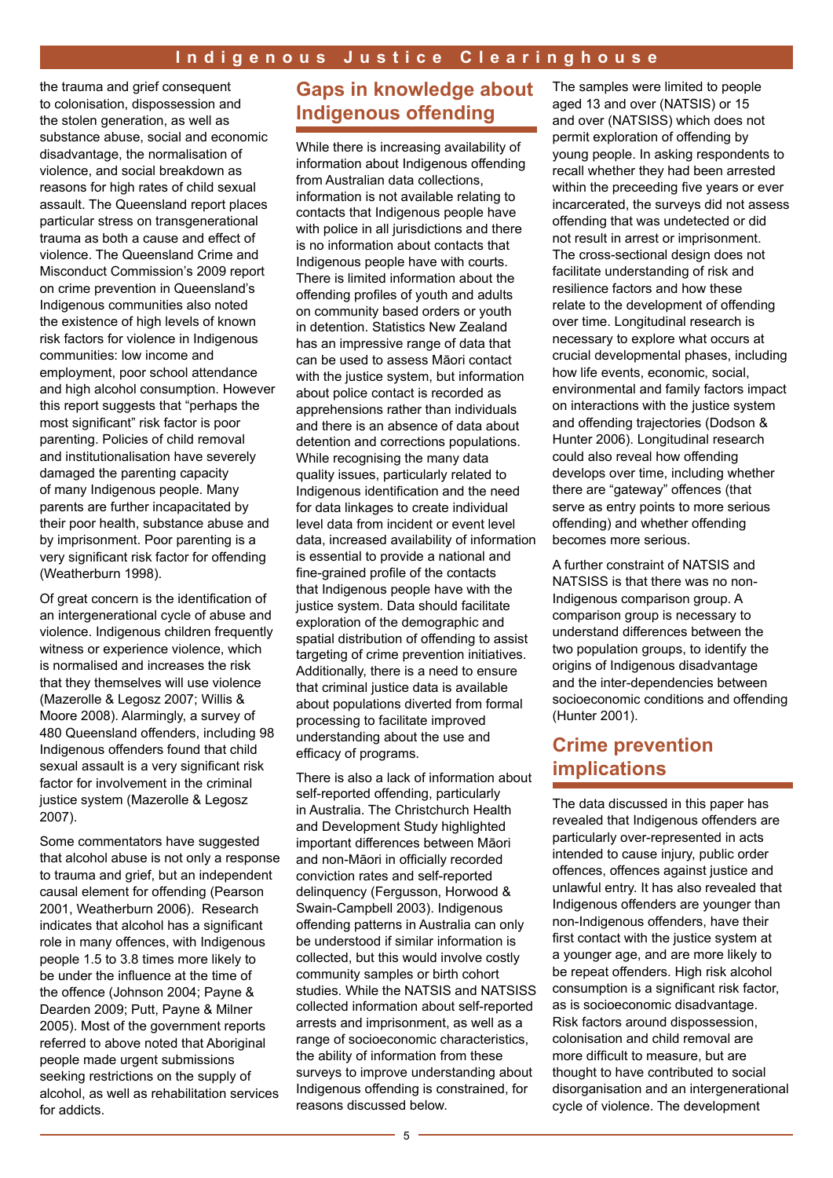the trauma and grief consequent to colonisation, dispossession and the stolen generation, as well as substance abuse, social and economic disadvantage, the normalisation of violence, and social breakdown as reasons for high rates of child sexual assault. The Queensland report places particular stress on transgenerational trauma as both a cause and effect of violence. The Queensland Crime and Misconduct Commission's 2009 report on crime prevention in Queensland's Indigenous communities also noted the existence of high levels of known risk factors for violence in Indigenous communities: low income and employment, poor school attendance and high alcohol consumption. However this report suggests that "perhaps the most significant" risk factor is poor parenting. Policies of child removal and institutionalisation have severely damaged the parenting capacity of many Indigenous people. Many parents are further incapacitated by their poor health, substance abuse and by imprisonment. Poor parenting is a very significant risk factor for offending (Weatherburn 1998).

Of great concern is the identification of an intergenerational cycle of abuse and violence. Indigenous children frequently witness or experience violence, which is normalised and increases the risk that they themselves will use violence (Mazerolle & Legosz 2007; Willis & Moore 2008). Alarmingly, a survey of 480 Queensland offenders, including 98 Indigenous offenders found that child sexual assault is a very significant risk factor for involvement in the criminal justice system (Mazerolle & Legosz 2007).

Some commentators have suggested that alcohol abuse is not only a response to trauma and grief, but an independent causal element for offending (Pearson 2001, Weatherburn 2006). Research indicates that alcohol has a significant role in many offences, with Indigenous people 1.5 to 3.8 times more likely to be under the influence at the time of the offence (Johnson 2004; Payne & Dearden 2009; Putt, Payne & Milner 2005). Most of the government reports referred to above noted that Aboriginal people made urgent submissions seeking restrictions on the supply of alcohol, as well as rehabilitation services for addicts.

## Gaps in knowledge about Indigenous offending

While there is increasing availability of information about Indigenous offending from Australian data collections, information is not available relating to contacts that Indigenous people have with police in all jurisdictions and there is no information about contacts that Indigenous people have with courts. There is limited information about the offending profiles of youth and adults on community based orders or youth in detention. Statistics New Zealand has an impressive range of data that can be used to assess Māori contact with the justice system, but information about police contact is recorded as apprehensions rather than individuals and there is an absence of data about detention and corrections populations. While recognising the many data quality issues, particularly related to Indigenous identification and the need for data linkages to create individual level data from incident or event level data, increased availability of information is essential to provide a national and fine-grained profile of the contacts that Indigenous people have with the justice system. Data should facilitate exploration of the demographic and spatial distribution of offending to assist targeting of crime prevention initiatives. Additionally, there is a need to ensure that criminal justice data is available about populations diverted from formal processing to facilitate improved understanding about the use and efficacy of programs.

There is also a lack of information about self-reported offending, particularly in Australia. The Christchurch Health and Development Study highlighted important differences between Māori and non-Māori in officially recorded conviction rates and self-reported delinquency (Fergusson, Horwood & Swain-Campbell 2003). Indigenous offending patterns in Australia can only be understood if similar information is collected, but this would involve costly community samples or birth cohort studies. While the NATSIS and NATSISS collected information about self-reported arrests and imprisonment, as well as a range of socioeconomic characteristics, the ability of information from these surveys to improve understanding about Indigenous offending is constrained, for reasons discussed below.

The samples were limited to people aged 13 and over (NATSIS) or 15 and over (NATSISS) which does not permit exploration of offending by young people. In asking respondents to recall whether they had been arrested within the preceeding five years or ever incarcerated, the surveys did not assess offending that was undetected or did not result in arrest or imprisonment. The cross-sectional design does not facilitate understanding of risk and resilience factors and how these relate to the development of offending over time. Longitudinal research is necessary to explore what occurs at crucial developmental phases, including how life events, economic, social, environmental and family factors impact on interactions with the justice system and offending trajectories (Dodson & Hunter 2006). Longitudinal research could also reveal how offending develops over time, including whether there are "gateway" offences (that serve as entry points to more serious offending) and whether offending becomes more serious.

A further constraint of NATSIS and NATSISS is that there was no non-Indigenous comparison group. A comparison group is necessary to understand differences between the two population groups, to identify the origins of Indigenous disadvantage and the inter-dependencies between socioeconomic conditions and offending (Hunter 2001).

## Crime prevention implications

The data discussed in this paper has revealed that Indigenous offenders are particularly over-represented in acts intended to cause injury, public order offences, offences against justice and unlawful entry. It has also revealed that Indigenous offenders are younger than non-Indigenous offenders, have their first contact with the justice system at a younger age, and are more likely to be repeat offenders. High risk alcohol consumption is a significant risk factor, as is socioeconomic disadvantage. Risk factors around dispossession, colonisation and child removal are more difficult to measure, but are thought to have contributed to social disorganisation and an intergenerational cycle of violence. The development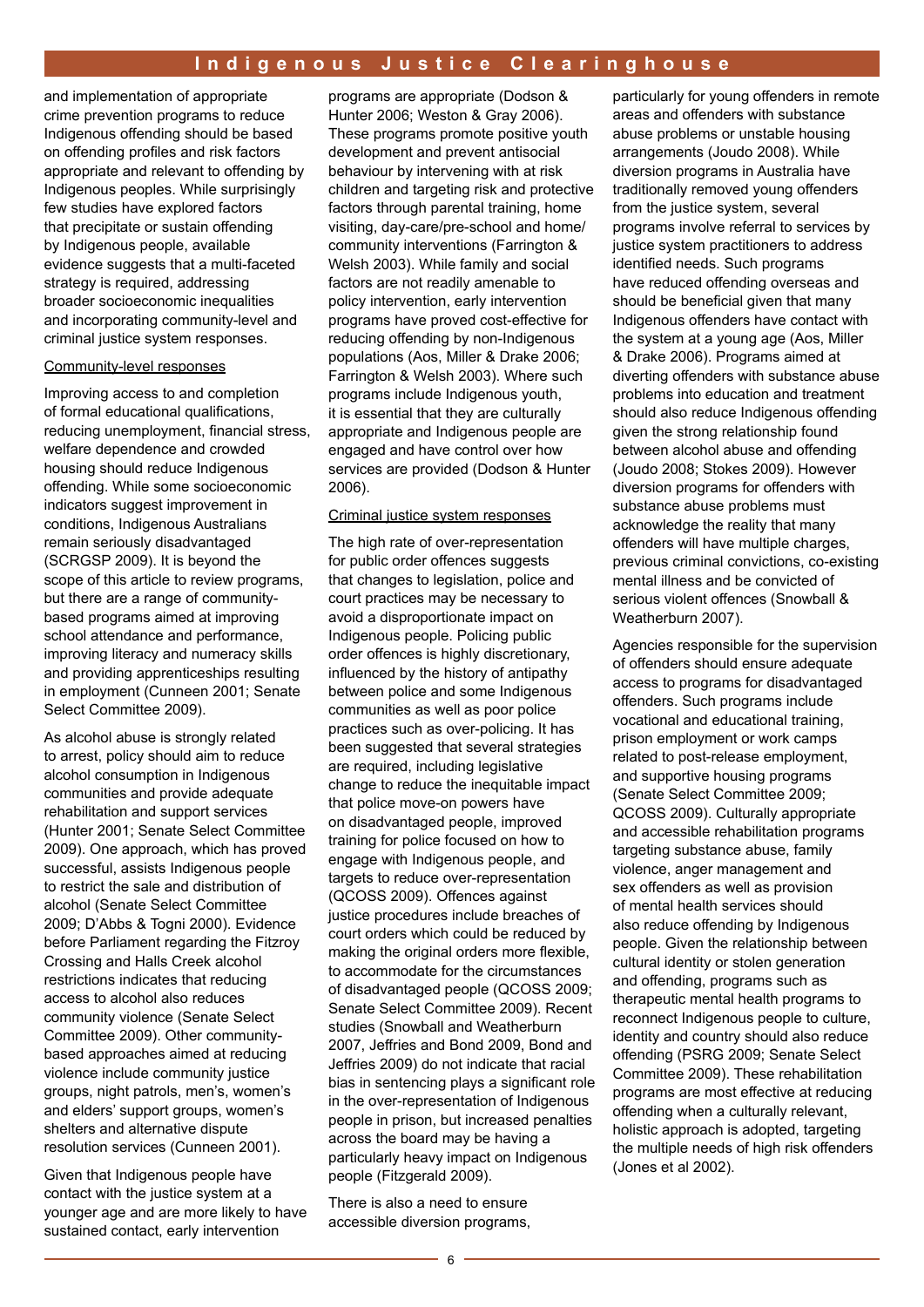and implementation of appropriate crime prevention programs to reduce Indigenous offending should be based on offending profiles and risk factors appropriate and relevant to offending by Indigenous peoples. While surprisingly few studies have explored factors that precipitate or sustain offending by Indigenous people, available evidence suggests that a multi-faceted strategy is required, addressing broader socioeconomic inequalities and incorporating community-level and criminal justice system responses.

Community-level responses

Improving access to and completion of formal educational qualifications, reducing unemployment, financial stress, welfare dependence and crowded housing should reduce Indigenous offending. While some socioeconomic indicators suggest improvement in conditions, Indigenous Australians remain seriously disadvantaged (SCRGSP 2009). It is beyond the scope of this article to review programs, but there are a range of community-based programs aimed at improving school attendance and performance, improving literacy and numeracy skills and providing apprenticeships resulting in employment (Cunneen 2001; Senate Select Committee 2009).

As alcohol abuse is strongly related to arrest, policy should aim to reduce alcohol consumption in Indigenous communities and provide adequate rehabilitation and support services (Hunter 2001; Senate Select Committee 2009). One approach, which has proved successful, assists Indigenous people to restrict the sale and distribution of alcohol (Senate Select Committee 2009; D'Abbs & Togni 2000). Evidence before Parliament regarding the Fitzroy Crossing and Halls Creek alcohol restrictions indicates that reducing access to alcohol also reduces community violence (Senate Select Committee 2009). Other community-based approaches aimed at reducing violence include community justice groups, night patrols, men's, women's and elders' support groups, women's shelters and alternative dispute resolution services (Cunneen 2001).

Given that Indigenous people have contact with the justice system at a younger age and are more likely to have sustained contact, early intervention programs are appropriate (Dodson & Hunter 2006; Weston & Gray 2006). These programs promote positive youth development and prevent antisocial behaviour by intervening with at risk children and targeting risk and protective factors through parental training, home visiting, day-care/pre-school and home/community interventions (Farrington & Welsh 2003). While family and social factors are not readily amenable to policy intervention, early intervention programs have proved cost-effective for reducing offending by non-Indigenous populations (Aos, Miller & Drake 2006; Farrington & Welsh 2003). Where such programs include Indigenous youth, it is essential that they are culturally appropriate and Indigenous people are engaged and have control over how services are provided (Dodson & Hunter 2006).

Criminal justice system responses

The high rate of over-representation for public order offences suggests that changes to legislation, police and court practices may be necessary to avoid a disproportionate impact on Indigenous people. Policing public order offences is highly discretionary, influenced by the history of antipathy between police and some Indigenous communities as well as poor police practices such as over-policing. It has been suggested that several strategies are required, including legislative change to reduce the inequitable impact that police move-on powers have on disadvantaged people, improved training for police focused on how to engage with Indigenous people, and targets to reduce over-representation (QCOSS 2009). Offences against justice procedures include breaches of court orders which could be reduced by making the original orders more flexible, to accommodate for the circumstances of disadvantaged people (QCOSS 2009; Senate Select Committee 2009). Recent studies (Snowball and Weatherburn 2007, Jeffries and Bond 2009, Bond and Jeffries 2009) do not indicate that racial bias in sentencing plays a significant role in the over-representation of Indigenous people in prison, but increased penalties across the board may be having a particularly heavy impact on Indigenous people (Fitzgerald 2009).

There is also a need to ensure accessible diversion programs, particularly for young offenders in remote areas and offenders with substance abuse problems or unstable housing arrangements (Joudo 2008). While diversion programs in Australia have traditionally removed young offenders from the justice system, several programs involve referral to services by justice system practitioners to address identified needs. Such programs have reduced offending overseas and should be beneficial given that many Indigenous offenders have contact with the system at a young age (Aos, Miller & Drake 2006). Programs aimed at diverting offenders with substance abuse problems into education and treatment should also reduce Indigenous offending given the strong relationship found between alcohol abuse and offending (Joudo 2008; Stokes 2009). However diversion programs for offenders with substance abuse problems must acknowledge the reality that many offenders will have multiple charges, previous criminal convictions, co-existing mental illness and be convicted of serious violent offences (Snowball & Weatherburn 2007).

Agencies responsible for the supervision of offenders should ensure adequate access to programs for disadvantaged offenders. Such programs include vocational and educational training, prison employment or work camps related to post-release employment, and supportive housing programs (Senate Select Committee 2009; QCOSS 2009). Culturally appropriate and accessible rehabilitation programs targeting substance abuse, family violence, anger management and sex offenders as well as provision of mental health services should also reduce offending by Indigenous people. Given the relationship between cultural identity or stolen generation and offending, programs such as therapeutic mental health programs to reconnect Indigenous people to culture, identity and country should also reduce offending (PSRG 2009; Senate Select Committee 2009). These rehabilitation programs are most effective at reducing offending when a culturally relevant, holistic approach is adopted, targeting the multiple needs of high risk offenders (Jones et al 2002).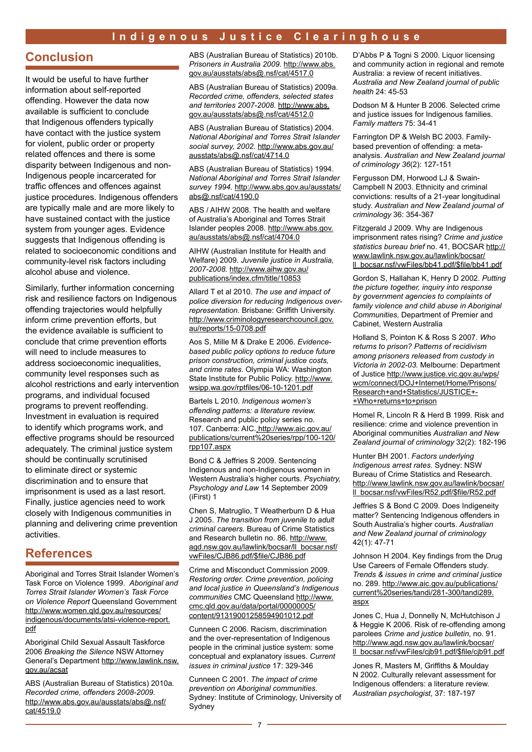## Conclusion

It would be useful to have further information about self-reported offending. However the data now available is sufficient to conclude that Indigenous offenders typically have contact with the justice system for violent, public order or property related offences and there is some disparity between Indigenous and non-Indigenous people incarcerated for traffic offences and offences against justice procedures. Indigenous offenders are typically male and are more likely to have sustained contact with the justice system from younger ages. Evidence suggests that Indigenous offending is related to socioeconomic conditions and community-level risk factors including alcohol abuse and violence.

Similarly, further information concerning risk and resilience factors on Indigenous offending trajectories would helpfully inform crime prevention efforts, but the evidence available is sufficient to conclude that crime prevention efforts will need to include measures to address socioeconomic inequalities, community level responses such as alcohol restrictions and early intervention programs, and individual focused programs to prevent reoffending. Investment in evaluation is required to identify which programs work, and effective programs should be resourced adequately. The criminal justice system should be continually scrutinised to eliminate direct or systemic discrimination and to ensure that imprisonment is used as a last resort. Finally, justice agencies need to work closely with Indigenous communities in planning and delivering crime prevention activities.

## References

Aboriginal and Torres Strait Islander Women's Task Force on Violence 1999. *Aboriginal and Torres Strait Islander Women's Task Force on Violence Report* Queensland Government http://www.women.qld.gov.au/resources/indigenous/documents/atsi-violence-report.pdf

Aboriginal Child Sexual Assault Taskforce 2006 *Breaking the Silence* NSW Attorney General's Department http://www.lawlink.nsw.gov.au/acsat

ABS (Australian Bureau of Statistics) 2010a. *Recorded crime, offenders 2008-2009.* http://www.abs.gov.au/ausstats/abs@.nsf/cat/4519.0

ABS (Australian Bureau of Statistics) 2010b. *Prisoners in Australia 2009.* http://www.abs.gov.au/ausstats/abs@.nsf/cat/4517.0

ABS (Australian Bureau of Statistics) 2009a. *Recorded crime, offenders, selected states and territories 2007-2008.* http://www.abs.gov.au/ausstats/abs@.nsf/cat/4512.0

ABS (Australian Bureau of Statistics) 2004. *National Aboriginal and Torres Strait Islander social survey, 2002.* http://www.abs.gov.au/ausstats/abs@.nsf/cat/4714.0

ABS (Australian Bureau of Statistics) 1994. *National Aboriginal and Torres Strait Islander survey 1994.* http://www.abs.gov.au/ausstats/abs@.nsf/cat/4190.0

ABS / AIHW 2008. The health and welfare of Australia's Aboriginal and Torres Strait Islander peoples 2008. http://www.abs.gov.au/ausstats/abs@.nsf/cat/4704.0

AIHW (Australian Institute for Health and Welfare) 2009. *Juvenile justice in Australia, 2007-2008.* http://www.aihw.gov.au/publications/index.cfm/title/10853

Allard T et al 2010. *The use and impact of police diversion for reducing Indigenous over-representation.* Brisbane: Griffith University. http://www.criminologyresearchcouncil.gov.au/reports/15-0708.pdf

Aos S, Mille M & Drake E 2006. *Evidence-based public policy options to reduce future prison construction, criminal justice costs, and crime rates.* Olympia WA: Washington State Institute for Public Policy. http://www.wsipp.wa.gov/rptfiles/06-10-1201.pdf

Bartels L 2010. *Indigenous women's offending patterns: a literature review.* Research and public policy series no. 107. Canberra: AIC. http://www.aic.gov.au/publications/current%20series/rpp/100-120/rpp107.aspx

Bond C & Jeffries S 2009. Sentencing Indigenous and non-Indigenous women in Western Australia's higher courts. *Psychiatry, Psychology and Law* 14 September 2009 (iFirst) 1

Chen S, Matruglio, T Weatherburn D & Hua J 2005. *The transition from juvenile to adult criminal careers.* Bureau of Crime Statistics and Research bulletin no. 86. http://www.agd.nsw.gov.au/lawlink/bocsar/ll_bocsar.nsf/vwFiles/CJB86.pdf/$file/CJB86.pdf

Crime and Misconduct Commission 2009. *Restoring order. Crime prevention, policing and local justice in Queensland's Indigenous communities* CMC Queensland http://www.cmc.qld.gov.au/data/portal/00000005/content/91319001258594901012.pdf

Cunneen C 2006. Racism, discrimination and the over-representation of Indigenous people in the criminal justice system: some conceptual and explanatory issues. *Current issues in criminal justice* 17: 329-346

Cunneen C 2001. *The impact of crime prevention on Aboriginal communities.* Sydney: Institute of Criminology, University of Sydney

D'Abbs P & Togni S 2000. Liquor licensing and community action in regional and remote Australia: a review of recent initiatives. *Australian and New Zealand journal of public health* 24: 45-53

Dodson M & Hunter B 2006. Selected crime and justice issues for Indigenous families. *Family matters* 75: 34-41

Farrington DP & Welsh BC 2003. Family-based prevention of offending: a meta-analysis. *Australian and New Zealand journal of criminology 36*(2): 127-151

Fergusson DM, Horwood LJ & Swain-Campbell N 2003. Ethnicity and criminal convictions: results of a 21-year longitudinal study. *Australian and New Zealand journal of criminology* 36: 354-367

Fitzgerald J 2009. Why are Indigenous imprisonment rates rising? *Crime and justice statistics bureau brief* no. 41, BOCSAR http://www.lawlink.nsw.gov.au/lawlink/bocsar/ll_bocsar.nsf/vwFiles/bb41.pdf/$file/bb41.pdf

Gordon S, Hallahan K, Henry D 2002. *Putting the picture together, inquiry into response by government agencies to complaints of family violence and child abuse in Aboriginal Communities,* Department of Premier and Cabinet, Western Australia

Holland S, Pointon K & Ross S 2007. *Who returns to prison? Patterns of recidivism among prisoners released from custody in Victoria in 2002-03.* Melbourne: Department of Justice http://www.justice.vic.gov.au/wps/wcm/connect/DOJ+Internet/Home/Prisons/Research+and+Statistics/JUSTICE+-+Who+returns+to+prison

Homel R, Lincoln R & Herd B 1999. Risk and resilience: crime and violence prevention in Aboriginal communities *Australian and New Zealand journal of criminology* 32(2): 182-196

Hunter BH 2001. *Factors underlying Indigenous arrest rates.* Sydney: NSW Bureau of Crime Statistics and Research. http://www.lawlink.nsw.gov.au/lawlink/bocsar/ll_bocsar.nsf/vwFiles/R52.pdf/$file/R52.pdf

Jeffries S & Bond C 2009. Does Indigeneity matter? Sentencing Indigenous offenders in South Australia's higher courts. *Australian and New Zealand journal of criminology* 42(1): 47-71

Johnson H 2004. Key findings from the Drug Use Careers of Female Offenders study. *Trends & issues in crime and criminal justice* no. 289. http://www.aic.gov.au/publications/current%20series/tandi/281-300/tandi289.aspx

Jones C, Hua J, Donnelly N, McHutchison J & Heggie K 2006. Risk of re-offending among parolees *Crime and justice bulletin*, no. 91. http://www.agd.nsw.gov.au/lawlink/bocsar/ll_bocsar.nsf/vwFiles/cjb91.pdf/$file/cjb91.pdf

Jones R, Masters M, Griffiths & Moulday N 2002. Culturally relevant assessment for Indigenous offenders: a literature review. *Australian psychologist*, 37: 187-197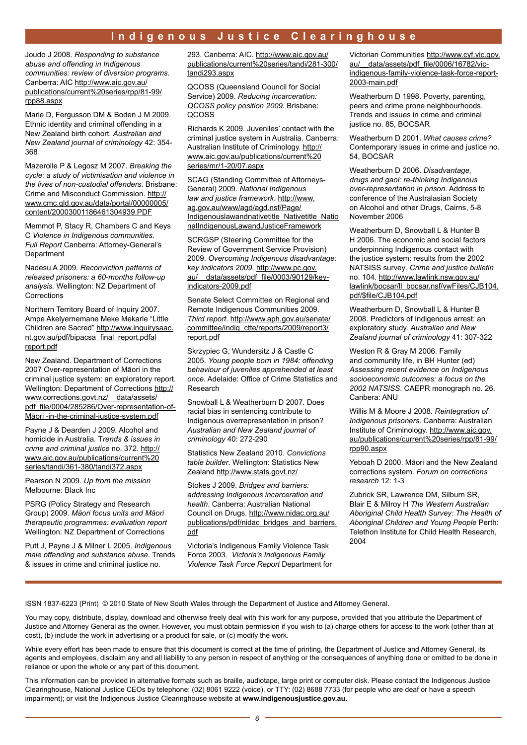Joudo J 2008. *Responding to substance abuse and offending in Indigenous communities: review of diversion programs*. Canberra: AIC http://www.aic.gov.au/publications/current%20series/rpp/81-99/rpp88.aspx

Marie D, Fergusson DM & Boden J M 2009. Ethnic identity and criminal offending in a New Zealand birth cohort. *Australian and New Zealand journal of criminology* 42: 354-368

Mazerolle P & Legosz M 2007. *Breaking the cycle: a study of victimisation and violence in the lives of non-custodial offenders*. Brisbane: Crime and Misconduct Commission. http://www.cmc.qld.gov.au/data/portal/00000005/content/20003001186461304939.PDF

Memmott P, Stacy R, Chambers C and Keys C *Violence in Indigenous communities. Full Report* Canberra: Attorney-General's Department

Nadesu A 2009. *Reconviction patterns of released prisoners: a 60-months follow-up analysis.* Wellington: NZ Department of Corrections

Northern Territory Board of Inquiry 2007. Ampe Akelyernemane Meke Mekarle "Little Children are Sacred" http://www.inquirysaac.nt.gov.au/pdf/bipacsa_final_report.pdfal_report.pdf

New Zealand. Department of Corrections 2007 Over-representation of Māori in the criminal justice system: an exploratory report. Wellington: Department of Corrections http://www.corrections.govt.nz/__data/assets/pdf_file/0004/285286/Over-representation-of-Māori -in-the-criminal-justice-system.pdf

Payne J & Dearden J 2009. Alcohol and homicide in Australia. T*rends & issues in crime and criminal justice* no. 372. http://www.aic.gov.au/publications/current%20series/tandi/361-380/tandi372.aspx

Pearson N 2009. *Up from the mission* Melbourne: Black Inc

PSRG (Policy Strategy and Research Group) 2009. *Māori focus units and Māori therapeutic programmes: evaluation report* Wellington: NZ Department of Corrections

Putt J, Payne J & Milner L 2005. *Indigenous male offending and substance abuse.* Trends & issues in crime and criminal justice no. 293. Canberra: AIC. http://www.aic.gov.au/publications/current%20series/tandi/281-300/tandi293.aspx

QCOSS (Queensland Council for Social Service) 2009. *Reducing incarceration: QCOSS policy position 2009.* Brisbane: QCOSS

Richards K 2009. Juveniles' contact with the criminal justice system in Australia. Canberra: Australian Institute of Criminology. http://www.aic.gov.au/publications/current%20series/mr/1-20/07.aspx

SCAG (Standing Committee of Attorneys-General) 2009. *National Indigenous law and justice framework.* http://www.ag.gov.au/www/agd/agd.nsf/Page/Indigenouslawandnativetitle_Nativetitle_NationalIndigenousLawandJusticeFramework

SCRGSP (Steering Committee for the Review of Government Service Provision) 2009. *Overcoming Indigenous disadvantage: key indicators 2009.* http://www.pc.gov.au/__data/assets/pdf_file/0003/90129/key-indicators-2009.pdf

Senate Select Committee on Regional and Remote Indigenous Communities 2009. *Third report*. http://www.aph.gov.au/senate/committee/indig_ctte/reports/2009/report3/report.pdf

Skrzypiec G, Wundersitz J & Castle C 2005. *Young people born in 1984: offending behaviour of juveniles apprehended at least once*. Adelaide: Office of Crime Statistics and Research

Snowball L & Weatherburn D 2007. Does racial bias in sentencing contribute to Indigenous overrepresentation in prison? *Australian and New Zealand journal of criminology* 40: 272-290

Statistics New Zealand 2010. *Convictions table builder*. Wellington: Statistics New Zealand http://www.stats.govt.nz/

Stokes J 2009. *Bridges and barriers: addressing Indigenous incarceration and health*. Canberra: Australian National Council on Drugs. http://www.nidac.org.au/publications/pdf/nidac_bridges_and_barriers.pdf

Victoria's Indigenous Family Violence Task Force 2003. *Victoria's Indigenous Family Violence Task Force Report* Department for Victorian Communities http://www.cyf.vic.gov.au/__data/assets/pdf_file/0006/16782/vic-indigenous-family-violence-task-force-report-2003-main.pdf

Weatherburn D 1998. Poverty, parenting, peers and crime prone neighbourhoods. Trends and issues in crime and criminal justice no. 85, BOCSAR

Weatherburn D 2001. *What causes crime?* Contemporary issues in crime and justice no. 54, BOCSAR

Weatherburn D 2006. *Disadvantage, drugs and gaol: re-thinking Indigenous over-representation in prison*. Address to conference of the Australasian Society on Alcohol and other Drugs, Cairns, 5-8 November 2006

Weatherburn D, Snowball L & Hunter B H 2006. The economic and social factors underpinning Indigenous contact with the justice system: results from the 2002 NATSISS survey. *Crime and justice bulletin* no. 104. http://www.lawlink.nsw.gov.au/lawlink/bocsar/ll_bocsar.nsf/vwFiles/CJB104.pdf/$file/CJB104.pdf

Weatherburn D, Snowball L & Hunter B 2008. Predictors of Indigenous arrest: an exploratory study. *Australian and New Zealand journal of criminology* 41: 307-322

Weston R & Gray M 2006. Family and community life, in BH Hunter (ed) *Assessing recent evidence on Indigenous socioeconomic outcomes: a focus on the 2002 NATSISS*. CAEPR monograph no. 26. Canberra: ANU

Willis M & Moore J 2008. *Reintegration of Indigenous prisoners.* Canberra: Australian Institute of Criminology. http://www.aic.gov.au/publications/current%20series/rpp/81-99/rpp90.aspx

Yeboah D 2000. Māori and the New Zealand corrections system. *Forum on corrections research* 12: 1-3

Zubrick SR, Lawrence DM, Silburn SR, Blair E & Milroy H *The Western Australian Aboriginal Child Health Survey: The Health of Aboriginal Children and Young People* Perth: Telethon Institute for Child Health Research, 2004

---

ISSN 1837-6223 (Print) © 2010 State of New South Wales through the Department of Justice and Attorney General.

You may copy, distribute, display, download and otherwise freely deal with this work for any purpose, provided that you attribute the Department of Justice and Attorney General as the owner. However, you must obtain permission if you wish to (a) charge others for access to the work (other than at cost), (b) include the work in advertising or a product for sale, or (c) modify the work.

While every effort has been made to ensure that this document is correct at the time of printing, the Department of Justice and Attorney General, its agents and employees, disclaim any and all liability to any person in respect of anything or the consequences of anything done or omitted to be done in reliance or upon the whole or any part of this document.

This information can be provided in alternative formats such as braille, audiotape, large print or computer disk. Please contact the Indigenous Justice Clearinghouse, National Justice CEOs by telephone: (02) 8061 9222 (voice), or TTY: (02) 8688 7733 (for people who are deaf or have a speech impairment); or visit the Indigenous Justice Clearinghouse website at **www.indigenousjustice.gov.au.**